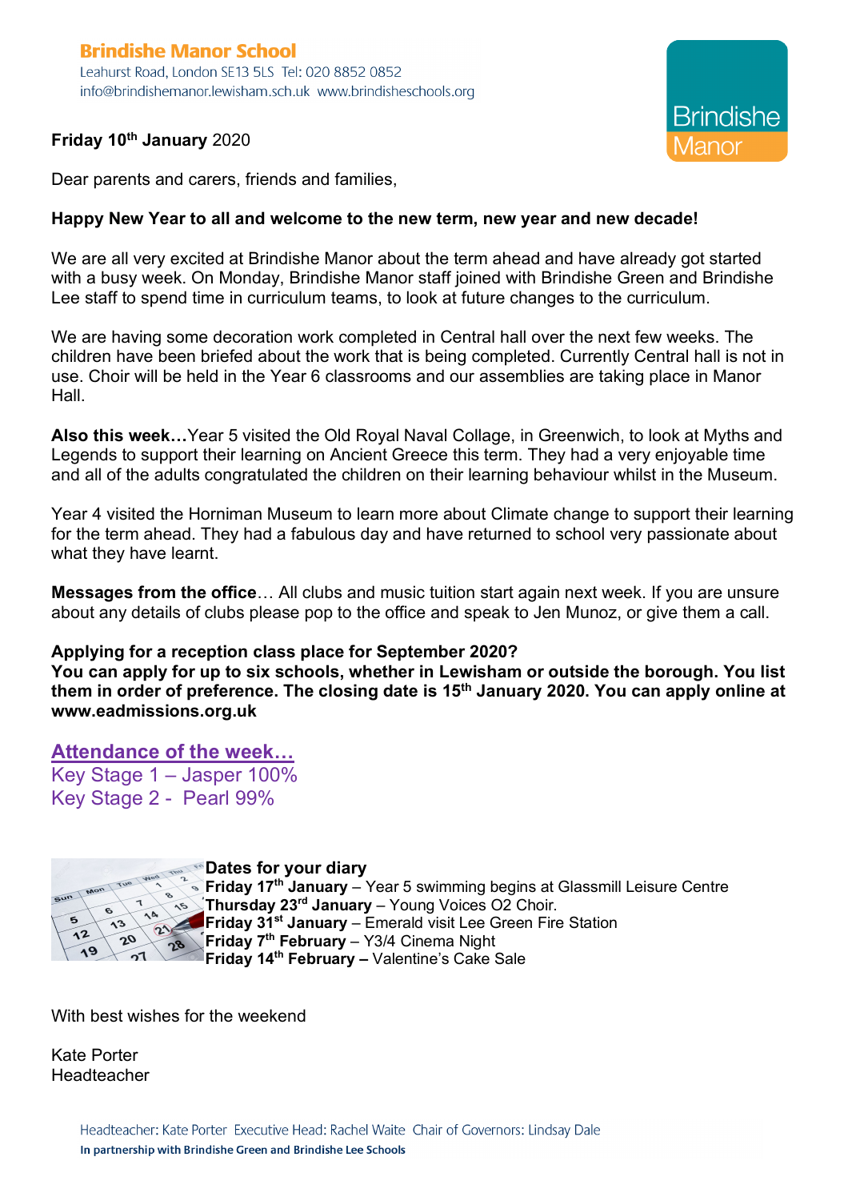**Brindishe Manor School**
Leahurst Road, London SE13 5LS Tel: 020 8852 0852
info@brindishemanor.lewisham.sch.uk www.brindisheschools.org

Brindishe Manor

**Friday 10th January** 2020

Dear parents and carers, friends and families,

**Happy New Year to all and welcome to the new term, new year and new decade!**

We are all very excited at Brindishe Manor about the term ahead and have already got started with a busy week. On Monday, Brindishe Manor staff joined with Brindishe Green and Brindishe Lee staff to spend time in curriculum teams, to look at future changes to the curriculum.

We are having some decoration work completed in Central hall over the next few weeks. The children have been briefed about the work that is being completed. Currently Central hall is not in use. Choir will be held in the Year 6 classrooms and our assemblies are taking place in Manor Hall.

**Also this week…**Year 5 visited the Old Royal Naval Collage, in Greenwich, to look at Myths and Legends to support their learning on Ancient Greece this term. They had a very enjoyable time and all of the adults congratulated the children on their learning behaviour whilst in the Museum.

Year 4 visited the Horniman Museum to learn more about Climate change to support their learning for the term ahead. They had a fabulous day and have returned to school very passionate about what they have learnt.

**Messages from the office**… All clubs and music tuition start again next week. If you are unsure about any details of clubs please pop to the office and speak to Jen Munoz, or give them a call.

**Applying for a reception class place for September 2020?**
**You can apply for up to six schools, whether in Lewisham or outside the borough. You list them in order of preference. The closing date is 15th January 2020. You can apply online at www.eadmissions.org.uk**

**Attendance of the week…**
Key Stage 1 – Jasper 100%
Key Stage 2 - Pearl 99%

**Dates for your diary**
**Friday 17th January** – Year 5 swimming begins at Glassmill Leisure Centre
**Thursday 23rd January** – Young Voices O2 Choir.
**Friday 31st January** – Emerald visit Lee Green Fire Station
**Friday 7th February** – Y3/4 Cinema Night
**Friday 14th February –** Valentine's Cake Sale

With best wishes for the weekend

Kate Porter
Headteacher

Headteacher: Kate Porter Executive Head: Rachel Waite Chair of Governors: Lindsay Dale
**In partnership with Brindishe Green and Brindishe Lee Schools**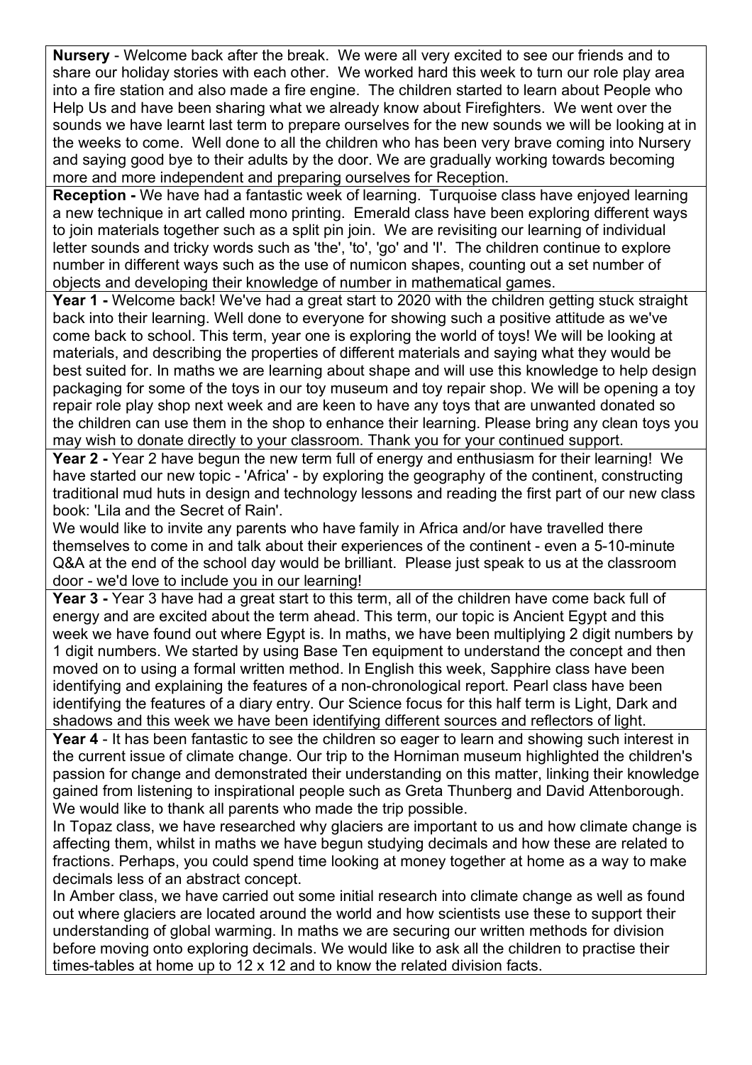**Nursery** - Welcome back after the break. We were all very excited to see our friends and to share our holiday stories with each other. We worked hard this week to turn our role play area into a fire station and also made a fire engine. The children started to learn about People who Help Us and have been sharing what we already know about Firefighters. We went over the sounds we have learnt last term to prepare ourselves for the new sounds we will be looking at in the weeks to come. Well done to all the children who has been very brave coming into Nursery and saying good bye to their adults by the door. We are gradually working towards becoming more and more independent and preparing ourselves for Reception.

**Reception -** We have had a fantastic week of learning. Turquoise class have enjoyed learning a new technique in art called mono printing. Emerald class have been exploring different ways to join materials together such as a split pin join. We are revisiting our learning of individual letter sounds and tricky words such as 'the', 'to', 'go' and 'I'. The children continue to explore number in different ways such as the use of numicon shapes, counting out a set number of objects and developing their knowledge of number in mathematical games.

**Year 1 -** Welcome back! We've had a great start to 2020 with the children getting stuck straight back into their learning. Well done to everyone for showing such a positive attitude as we've come back to school. This term, year one is exploring the world of toys! We will be looking at materials, and describing the properties of different materials and saying what they would be best suited for. In maths we are learning about shape and will use this knowledge to help design packaging for some of the toys in our toy museum and toy repair shop. We will be opening a toy repair role play shop next week and are keen to have any toys that are unwanted donated so the children can use them in the shop to enhance their learning. Please bring any clean toys you may wish to donate directly to your classroom. Thank you for your continued support.

**Year 2 -** Year 2 have begun the new term full of energy and enthusiasm for their learning! We have started our new topic - 'Africa' - by exploring the geography of the continent, constructing traditional mud huts in design and technology lessons and reading the first part of our new class book: 'Lila and the Secret of Rain'.

We would like to invite any parents who have family in Africa and/or have travelled there themselves to come in and talk about their experiences of the continent - even a 5-10-minute Q&A at the end of the school day would be brilliant. Please just speak to us at the classroom door - we'd love to include you in our learning!

**Year 3 -** Year 3 have had a great start to this term, all of the children have come back full of energy and are excited about the term ahead. This term, our topic is Ancient Egypt and this week we have found out where Egypt is. In maths, we have been multiplying 2 digit numbers by 1 digit numbers. We started by using Base Ten equipment to understand the concept and then moved on to using a formal written method. In English this week, Sapphire class have been identifying and explaining the features of a non-chronological report. Pearl class have been identifying the features of a diary entry. Our Science focus for this half term is Light, Dark and shadows and this week we have been identifying different sources and reflectors of light.

**Year 4** - It has been fantastic to see the children so eager to learn and showing such interest in the current issue of climate change. Our trip to the Horniman museum highlighted the children's passion for change and demonstrated their understanding on this matter, linking their knowledge gained from listening to inspirational people such as Greta Thunberg and David Attenborough. We would like to thank all parents who made the trip possible.

In Topaz class, we have researched why glaciers are important to us and how climate change is affecting them, whilst in maths we have begun studying decimals and how these are related to fractions. Perhaps, you could spend time looking at money together at home as a way to make decimals less of an abstract concept.

In Amber class, we have carried out some initial research into climate change as well as found out where glaciers are located around the world and how scientists use these to support their understanding of global warming. In maths we are securing our written methods for division before moving onto exploring decimals. We would like to ask all the children to practise their times-tables at home up to 12 x 12 and to know the related division facts.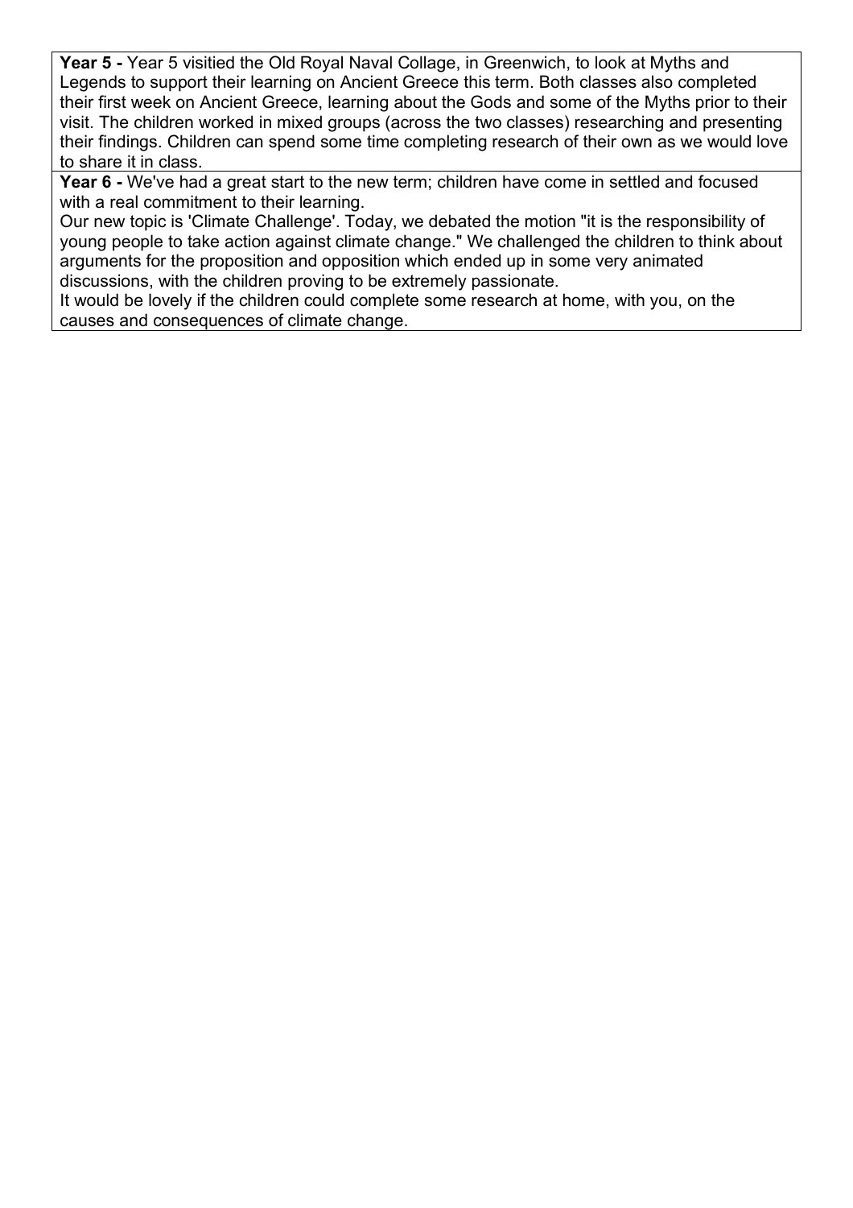**Year 5 -** Year 5 visitied the Old Royal Naval Collage, in Greenwich, to look at Myths and Legends to support their learning on Ancient Greece this term. Both classes also completed their first week on Ancient Greece, learning about the Gods and some of the Myths prior to their visit. The children worked in mixed groups (across the two classes) researching and presenting their findings. Children can spend some time completing research of their own as we would love to share it in class.

**Year 6 -** We've had a great start to the new term; children have come in settled and focused with a real commitment to their learning.

Our new topic is 'Climate Challenge'. Today, we debated the motion "it is the responsibility of young people to take action against climate change." We challenged the children to think about arguments for the proposition and opposition which ended up in some very animated discussions, with the children proving to be extremely passionate.

It would be lovely if the children could complete some research at home, with you, on the causes and consequences of climate change.